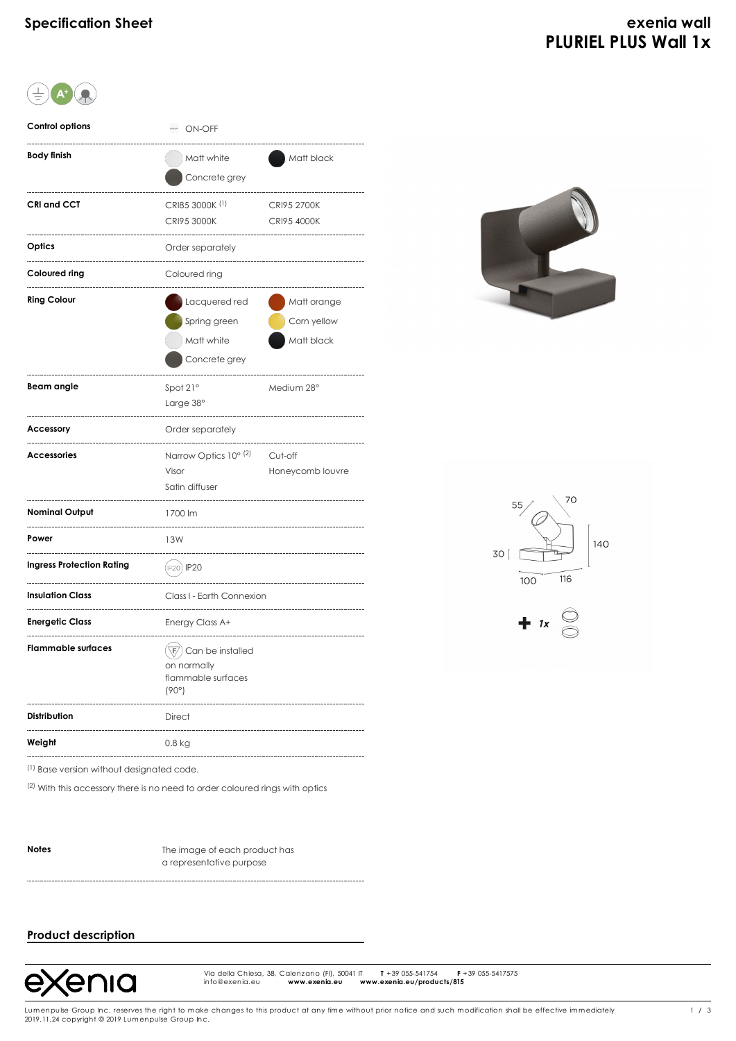# Specification Sheet

## exenia wall
## PLURIEL PLUS Wall 1x

| | | |
|---|---|---|
| **Control options** | ON-OFF | |
| **Body finish** | Matt white | Matt black |
| | Concrete grey | |
| **CRI and CCT** | CRI85 3000K [1] | CRI95 2700K |
| | CRI95 3000K | CRI95 4000K |
| **Optics** | Order separately | |
| **Coloured ring** | Coloured ring | |
| **Ring Colour** | Lacquered red | Matt orange |
| | Spring green | Corn yellow |
| | Matt white | Matt black |
| | Concrete grey | |
| **Beam angle** | Spot 21° | Medium 28° |
| | Large 38° | |
| **Accessory** | Order separately | |
| **Accessories** | Narrow Optics 10° [2] | Cut-off |
| | Visor | Honeycomb louvre |
| | Satin diffuser | |
| **Nominal Output** | 1700 lm | |
| **Power** | 13W | |
| **Ingress Protection Rating** | IP20 | |
| **Insulation Class** | Class I - Earth Connexion | |
| **Energetic Class** | Energy Class A+ | |
| **Flammable surfaces** | Can be installed on normally flammable surfaces (90°) | |
| **Distribution** | Direct | |
| **Weight** | 0.8 kg | |

[1] Base version without designated code.

[2] With this accessory there is no need to order coloured rings with optics

55 70 30 140 100 116

+ 1x

| | |
|---|---|
| **Notes** | The image of each product has a representative purpose |

## Product description

exenia

Via della Chiesa, 38, Calenzano (FI), 50041 IT T +39 055-541754 F +39 055-5417575
info@exenia.eu www.exenia.eu www.exenia.eu/products/815

Lumenpulse Group Inc. reserves the right to make changes to this product at any time without prior notice and such modification shall be effective immediately
2019.11.24 copyright © 2019 Lumenpulse Group Inc.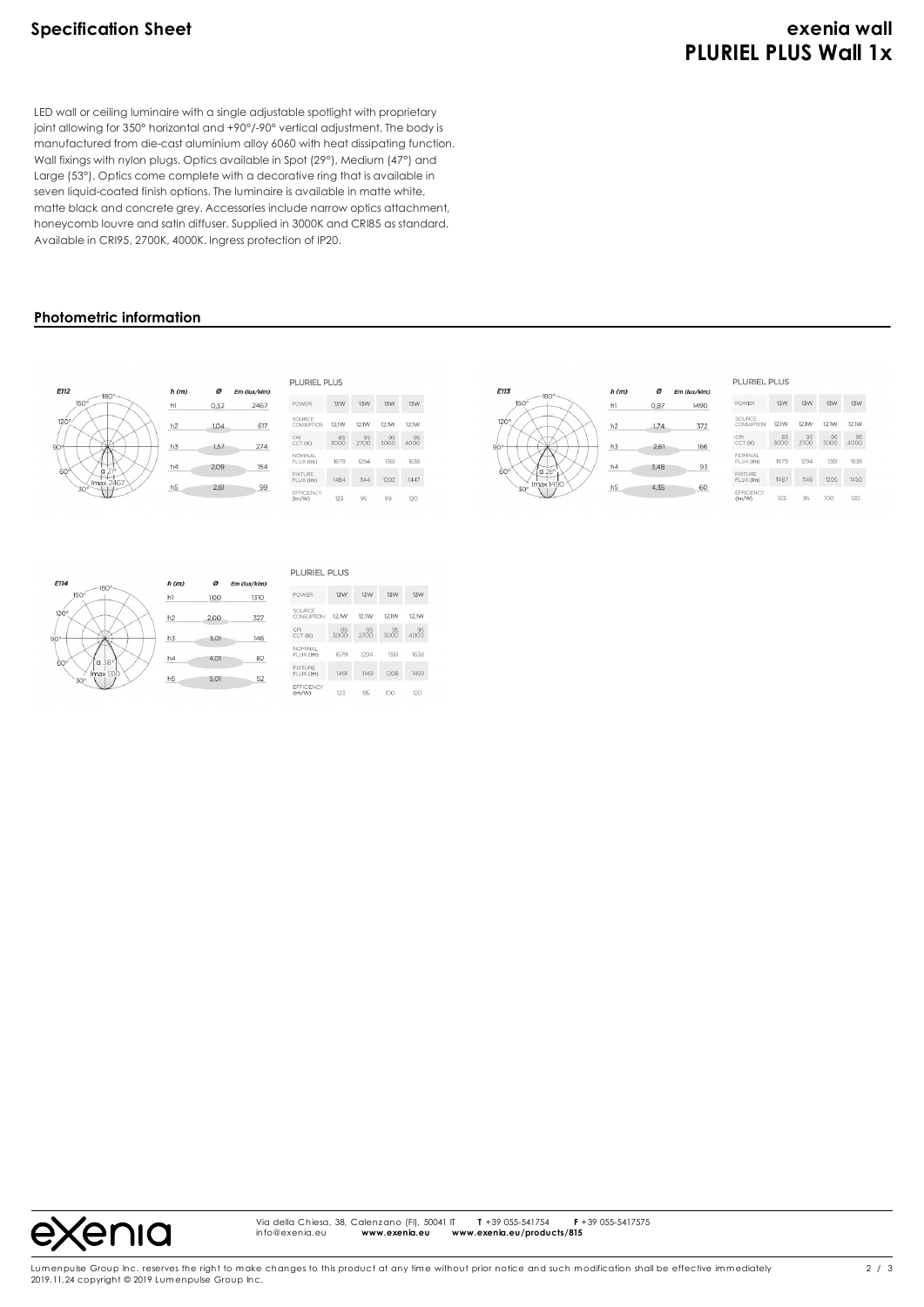LED wall or ceiling luminaire with a single adjustable spotlight with proprietary joint allowing for 350° horizontal and +90°/-90° vertical adjustment. The body is manufactured from die-cast aluminium alloy 6060 with heat dissipating function. Wall fixings with nylon plugs. Optics available in Spot (29°), Medium (47°) and Large (53°). Optics come complete with a decorative ring that is available in seven liquid-coated finish options. The luminaire is available in matte white, matte black and concrete grey. Accessories include narrow optics attachment, honeycomb louvre and satin diffuser. Supplied in 3000K and CRI85 as standard. Available in CRI95, 2700K, 4000K. Ingress protection of IP20.

## Photometric information

E112 — α 29° — Imax 2467

| h (m) | Ø | Em (lux/klm) |
|---|---|---|
| h1 | 0,52 | 2467 |
| h2 | 1,04 | 617 |
| h3 | 1,57 | 274 |
| h4 | 2,09 | 154 |
| h5 | 2,61 | 99 |

PLURIEL PLUS

| POWER | 13W | 13W | 13W | 13W |
|---|---|---|---|---|
| SOURCE CONSUPTION | 12,1W | 12,1W | 12,1W | 12,1W |
| CRI CCT (K) | 85 3000 | 95 2700 | 95 3000 | 95 4000 |
| NOMINAL FLUX (lm) | 1679 | 1294 | 1361 | 1638 |
| FIXTURE FLUX (lm) | 1484 | 1144 | 1202 | 1447 |
| EFFICIENCY (lm/W) | 123 | 95 | 99 | 120 |

E113 — α 26° — Imax 1490

| h (m) | Ø | Em (lux/klm) |
|---|---|---|
| h1 | 0,87 | 1490 |
| h2 | 1,74 | 372 |
| h3 | 2,61 | 166 |
| h4 | 3,48 | 93 |
| h5 | 4,35 | 60 |

PLURIEL PLUS

| POWER | 13W | 13W | 13W | 13W |
|---|---|---|---|---|
| SOURCE CONSUPTION | 12,1W | 12,1W | 12,1W | 12,1W |
| CRI CCT (K) | 85 3000 | 95 2700 | 95 3000 | 95 4000 |
| NOMINAL FLUX (lm) | 1679 | 1294 | 1361 | 1638 |
| FIXTURE FLUX (lm) | 1487 | 1146 | 1205 | 1450 |
| EFFICIENCY (lm/W) | 123 | 95 | 100 | 120 |

E114 — α 38° — Imax 1310

| h (m) | Ø | Em (lux/klm) |
|---|---|---|
| h1 | 1,00 | 1310 |
| h2 | 2,00 | 327 |
| h3 | 3,01 | 146 |
| h4 | 4,01 | 82 |
| h5 | 5,01 | 52 |

PLURIEL PLUS

| POWER | 13W | 13W | 13W | 13W |
|---|---|---|---|---|
| SOURCE CONSUPTION | 12,1W | 12,1W | 12,1W | 12,1W |
| CRI CCT (K) | 85 3000 | 95 2700 | 95 3000 | 95 4000 |
| NOMINAL FLUX (lm) | 1679 | 1294 | 1361 | 1638 |
| FIXTURE FLUX (lm) | 1491 | 1149 | 1208 | 1459 |
| EFFICIENCY (lm/W) | 123 | 95 | 100 | 120 |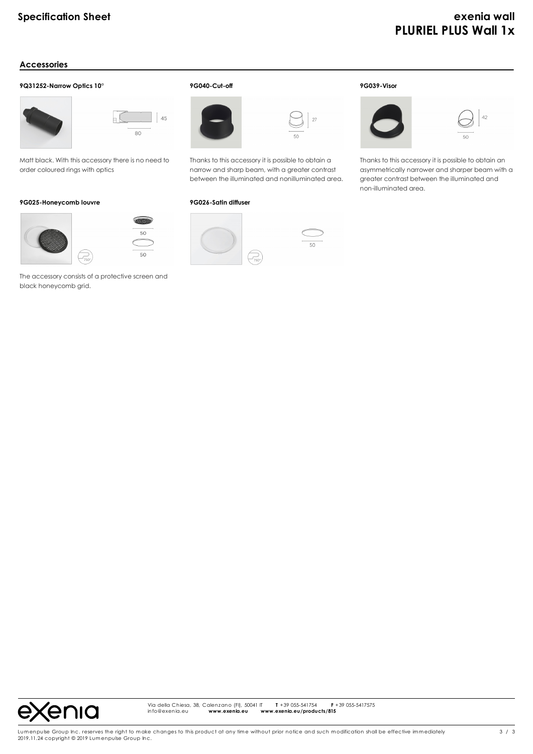## Accessories

### 9Q31252-Narrow Optics 10°

45

80

Matt black. With this accessory there is no need to order coloured rings with optics

### 9G040-Cut-off

27

50

Thanks to this accessory it is possible to obtain a narrow and sharp beam, with a greater contrast between the illuminated and nonilluminated area.

### 9G039-Visor

42

50

Thanks to this accessory it is possible to obtain an asymmetrically narrower and sharper beam with a greater contrast between the illuminated and non-illuminated area.

### 9G025-Honeycomb louvre

50

50

750°

The accessory consists of a protective screen and black honeycomb grid.

### 9G026-Satin diffuser

50

750°

Via della Chiesa, 38, Calenzano (FI), 50041 IT **T** +39 055-541754 **F** +39 055-5417575
info@exenia.eu **www.exenia.eu** **www.exenia.eu/products/815**

Lumenpulse Group Inc. reserves the right to make changes to this product at any time without prior notice and such modification shall be effective immediately
2019.11.24 copyright © 2019 Lumenpulse Group Inc.